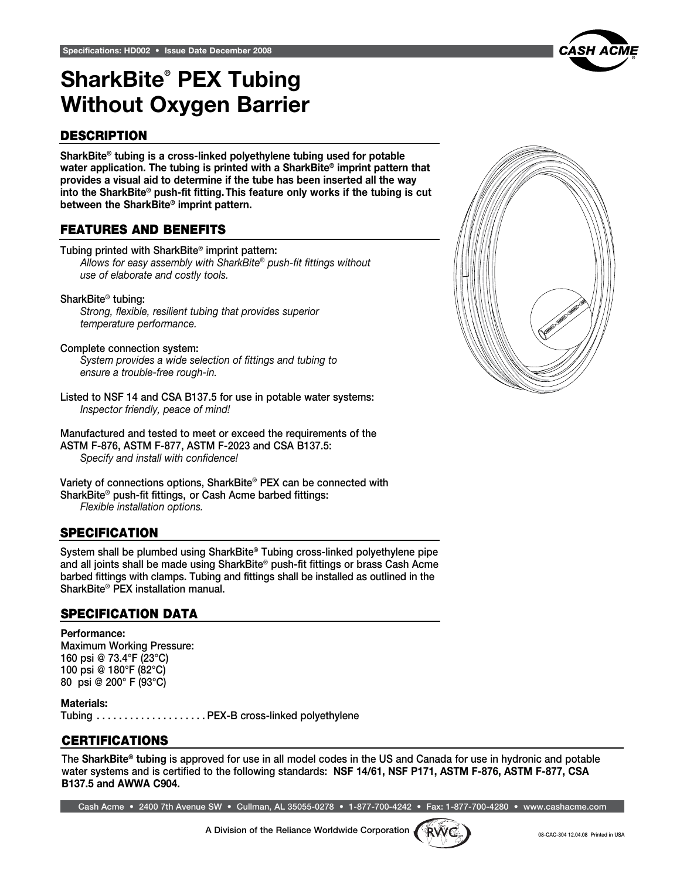# SharkBite® PEX Tubing Without Oxygen Barrier

## DESCRIPTION

**SharkBite® tubing is a cross-linked polyethylene tubing used for potable water application. The tubing is printed with a SharkBite® imprint pattern that provides a visual aid to determine if the tube has been inserted all the way into the SharkBite® push-fit fitting. This feature only works if the tubing is cut between the SharkBite® imprint pattern.**

## FEATURES AND BENEFITS

Tubing printed with SharkBite® imprint pattern:
*Allows for easy assembly with SharkBite® push-fit fittings without use of elaborate and costly tools.*

SharkBite® tubing:
*Strong, flexible, resilient tubing that provides superior temperature performance.*

Complete connection system:
*System provides a wide selection of fittings and tubing to ensure a trouble-free rough-in.*

Listed to NSF 14 and CSA B137.5 for use in potable water systems:
*Inspector friendly, peace of mind!*

Manufactured and tested to meet or exceed the requirements of the ASTM F-876, ASTM F-877, ASTM F-2023 and CSA B137.5:
*Specify and install with confidence!*

Variety of connections options, SharkBite® PEX can be connected with SharkBite® push-fit fittings, or Cash Acme barbed fittings:
*Flexible installation options.*

## SPECIFICATION

System shall be plumbed using SharkBite® Tubing cross-linked polyethylene pipe and all joints shall be made using SharkBite® push-fit fittings or brass Cash Acme barbed fittings with clamps. Tubing and fittings shall be installed as outlined in the SharkBite® PEX installation manual.

## SPECIFICATION DATA

**Performance:**
Maximum Working Pressure:
160 psi @ 73.4°F (23°C)
100 psi @ 180°F (82°C)
80 psi @ 200° F (93°C)

**Materials:**
Tubing . . . . . . . . . . . . . . . . . . . . PEX-B cross-linked polyethylene

## CERTIFICATIONS

The **SharkBite® tubing** is approved for use in all model codes in the US and Canada for use in hydronic and potable water systems and is certified to the following standards: **NSF 14/61, NSF P171, ASTM F-876, ASTM F-877, CSA B137.5 and AWWA C904.**

Cash Acme • 2400 7th Avenue SW • Cullman, AL 35055-0278 • 1-877-700-4242 • Fax: 1-877-700-4280 • www.cashacme.com

A Division of the Reliance Worldwide Corporation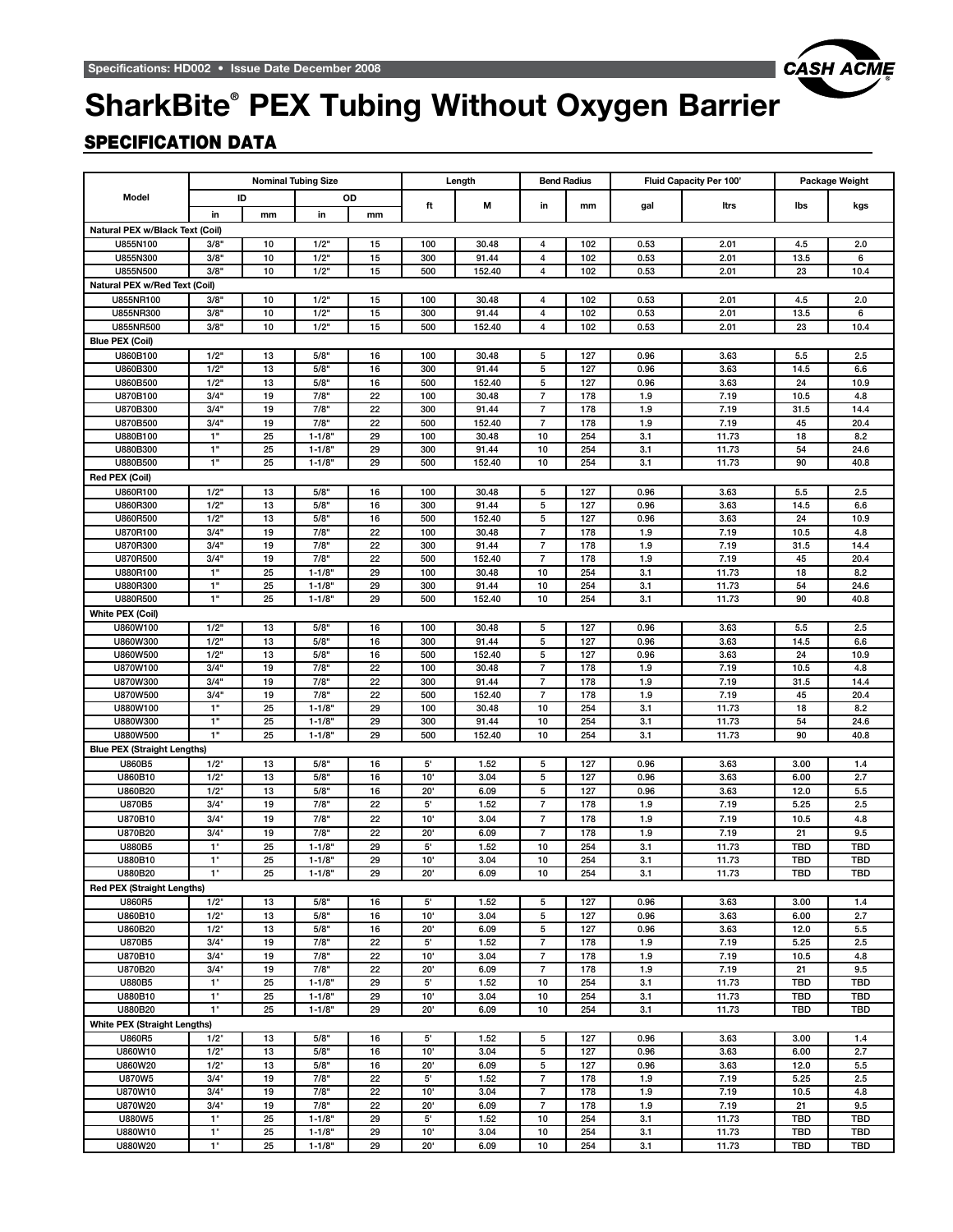# SharkBite® PEX Tubing Without Oxygen Barrier

## SPECIFICATION DATA

| Model | Nominal Tubing Size | | | | Length | | Bend Radius | | Fluid Capacity Per 100' | | Package Weight | |
|---|---|---|---|---|---|---|---|---|---|---|---|---|
| | ID | | OD | | ft | M | in | mm | gal | ltrs | lbs | kgs |
| | in | mm | in | mm | | | | | | | | |
| **Natural PEX w/Black Text (Coil)** | | | | | | | | | | | | |
| U855N100 | 3/8" | 10 | 1/2" | 15 | 100 | 30.48 | 4 | 102 | 0.53 | 2.01 | 4.5 | 2.0 |
| U855N300 | 3/8" | 10 | 1/2" | 15 | 300 | 91.44 | 4 | 102 | 0.53 | 2.01 | 13.5 | 6 |
| U855N500 | 3/8" | 10 | 1/2" | 15 | 500 | 152.40 | 4 | 102 | 0.53 | 2.01 | 23 | 10.4 |
| **Natural PEX w/Red Text (Coil)** | | | | | | | | | | | | |
| U855NR100 | 3/8" | 10 | 1/2" | 15 | 100 | 30.48 | 4 | 102 | 0.53 | 2.01 | 4.5 | 2.0 |
| U855NR300 | 3/8" | 10 | 1/2" | 15 | 300 | 91.44 | 4 | 102 | 0.53 | 2.01 | 13.5 | 6 |
| U855NR500 | 3/8" | 10 | 1/2" | 15 | 500 | 152.40 | 4 | 102 | 0.53 | 2.01 | 23 | 10.4 |
| **Blue PEX (Coil)** | | | | | | | | | | | | |
| U860B100 | 1/2" | 13 | 5/8" | 16 | 100 | 30.48 | 5 | 127 | 0.96 | 3.63 | 5.5 | 2.5 |
| U860B300 | 1/2" | 13 | 5/8" | 16 | 300 | 91.44 | 5 | 127 | 0.96 | 3.63 | 14.5 | 6.6 |
| U860B500 | 1/2" | 13 | 5/8" | 16 | 500 | 152.40 | 5 | 127 | 0.96 | 3.63 | 24 | 10.9 |
| U870B100 | 3/4" | 19 | 7/8" | 22 | 100 | 30.48 | 7 | 178 | 1.9 | 7.19 | 10.5 | 4.8 |
| U870B300 | 3/4" | 19 | 7/8" | 22 | 300 | 91.44 | 7 | 178 | 1.9 | 7.19 | 31.5 | 14.4 |
| U870B500 | 3/4" | 19 | 7/8" | 22 | 500 | 152.40 | 7 | 178 | 1.9 | 7.19 | 45 | 20.4 |
| U880B100 | 1" | 25 | 1-1/8" | 29 | 100 | 30.48 | 10 | 254 | 3.1 | 11.73 | 18 | 8.2 |
| U880B300 | 1" | 25 | 1-1/8" | 29 | 300 | 91.44 | 10 | 254 | 3.1 | 11.73 | 54 | 24.6 |
| U880B500 | 1" | 25 | 1-1/8" | 29 | 500 | 152.40 | 10 | 254 | 3.1 | 11.73 | 90 | 40.8 |
| **Red PEX (Coil)** | | | | | | | | | | | | |
| U860R100 | 1/2" | 13 | 5/8" | 16 | 100 | 30.48 | 5 | 127 | 0.96 | 3.63 | 5.5 | 2.5 |
| U860R300 | 1/2" | 13 | 5/8" | 16 | 300 | 91.44 | 5 | 127 | 0.96 | 3.63 | 14.5 | 6.6 |
| U860R500 | 1/2" | 13 | 5/8" | 16 | 500 | 152.40 | 5 | 127 | 0.96 | 3.63 | 24 | 10.9 |
| U870R100 | 3/4" | 19 | 7/8" | 22 | 100 | 30.48 | 7 | 178 | 1.9 | 7.19 | 10.5 | 4.8 |
| U870R300 | 3/4" | 19 | 7/8" | 22 | 300 | 91.44 | 7 | 178 | 1.9 | 7.19 | 31.5 | 14.4 |
| U870R500 | 3/4" | 19 | 7/8" | 22 | 500 | 152.40 | 7 | 178 | 1.9 | 7.19 | 45 | 20.4 |
| U880R100 | 1" | 25 | 1-1/8" | 29 | 100 | 30.48 | 10 | 254 | 3.1 | 11.73 | 18 | 8.2 |
| U880R300 | 1" | 25 | 1-1/8" | 29 | 300 | 91.44 | 10 | 254 | 3.1 | 11.73 | 54 | 24.6 |
| U880R500 | 1" | 25 | 1-1/8" | 29 | 500 | 152.40 | 10 | 254 | 3.1 | 11.73 | 90 | 40.8 |
| **White PEX (Coil)** | | | | | | | | | | | | |
| U860W100 | 1/2" | 13 | 5/8" | 16 | 100 | 30.48 | 5 | 127 | 0.96 | 3.63 | 5.5 | 2.5 |
| U860W300 | 1/2" | 13 | 5/8" | 16 | 300 | 91.44 | 5 | 127 | 0.96 | 3.63 | 14.5 | 6.6 |
| U860W500 | 1/2" | 13 | 5/8" | 16 | 500 | 152.40 | 5 | 127 | 0.96 | 3.63 | 24 | 10.9 |
| U870W100 | 3/4" | 19 | 7/8" | 22 | 100 | 30.48 | 7 | 178 | 1.9 | 7.19 | 10.5 | 4.8 |
| U870W300 | 3/4" | 19 | 7/8" | 22 | 300 | 91.44 | 7 | 178 | 1.9 | 7.19 | 31.5 | 14.4 |
| U870W500 | 3/4" | 19 | 7/8" | 22 | 500 | 152.40 | 7 | 178 | 1.9 | 7.19 | 45 | 20.4 |
| U880W100 | 1" | 25 | 1-1/8" | 29 | 100 | 30.48 | 10 | 254 | 3.1 | 11.73 | 18 | 8.2 |
| U880W300 | 1" | 25 | 1-1/8" | 29 | 300 | 91.44 | 10 | 254 | 3.1 | 11.73 | 54 | 24.6 |
| U880W500 | 1" | 25 | 1-1/8" | 29 | 500 | 152.40 | 10 | 254 | 3.1 | 11.73 | 90 | 40.8 |
| **Blue PEX (Straight Lengths)** | | | | | | | | | | | | |
| U860B5 | 1/2" | 13 | 5/8" | 16 | 5' | 1.52 | 5 | 127 | 0.96 | 3.63 | 3.00 | 1.4 |
| U860B10 | 1/2" | 13 | 5/8" | 16 | 10' | 3.04 | 5 | 127 | 0.96 | 3.63 | 6.00 | 2.7 |
| U860B20 | 1/2" | 13 | 5/8" | 16 | 20' | 6.09 | 5 | 127 | 0.96 | 3.63 | 12.0 | 5.5 |
| U870B5 | 3/4" | 19 | 7/8" | 22 | 5' | 1.52 | 7 | 178 | 1.9 | 7.19 | 5.25 | 2.5 |
| U870B10 | 3/4" | 19 | 7/8" | 22 | 10' | 3.04 | 7 | 178 | 1.9 | 7.19 | 10.5 | 4.8 |
| U870B20 | 3/4" | 19 | 7/8" | 22 | 20' | 6.09 | 7 | 178 | 1.9 | 7.19 | 21 | 9.5 |
| U880B5 | 1" | 25 | 1-1/8" | 29 | 5' | 1.52 | 10 | 254 | 3.1 | 11.73 | TBD | TBD |
| U880B10 | 1" | 25 | 1-1/8" | 29 | 10' | 3.04 | 10 | 254 | 3.1 | 11.73 | TBD | TBD |
| U880B20 | 1" | 25 | 1-1/8" | 29 | 20' | 6.09 | 10 | 254 | 3.1 | 11.73 | TBD | TBD |
| **Red PEX (Straight Lengths)** | | | | | | | | | | | | |
| U860R5 | 1/2" | 13 | 5/8" | 16 | 5' | 1.52 | 5 | 127 | 0.96 | 3.63 | 3.00 | 1.4 |
| U860B10 | 1/2" | 13 | 5/8" | 16 | 10' | 3.04 | 5 | 127 | 0.96 | 3.63 | 6.00 | 2.7 |
| U860B20 | 1/2" | 13 | 5/8" | 16 | 20' | 6.09 | 5 | 127 | 0.96 | 3.63 | 12.0 | 5.5 |
| U870B5 | 3/4" | 19 | 7/8" | 22 | 5' | 1.52 | 7 | 178 | 1.9 | 7.19 | 5.25 | 2.5 |
| U870B10 | 3/4" | 19 | 7/8" | 22 | 10' | 3.04 | 7 | 178 | 1.9 | 7.19 | 10.5 | 4.8 |
| U870B20 | 3/4" | 19 | 7/8" | 22 | 20' | 6.09 | 7 | 178 | 1.9 | 7.19 | 21 | 9.5 |
| U880B5 | 1" | 25 | 1-1/8" | 29 | 5' | 1.52 | 10 | 254 | 3.1 | 11.73 | TBD | TBD |
| U880B10 | 1" | 25 | 1-1/8" | 29 | 10' | 3.04 | 10 | 254 | 3.1 | 11.73 | TBD | TBD |
| U880B20 | 1" | 25 | 1-1/8" | 29 | 20' | 6.09 | 10 | 254 | 3.1 | 11.73 | TBD | TBD |
| **White PEX (Straight Lengths)** | | | | | | | | | | | | |
| U860R5 | 1/2" | 13 | 5/8" | 16 | 5' | 1.52 | 5 | 127 | 0.96 | 3.63 | 3.00 | 1.4 |
| U860W10 | 1/2" | 13 | 5/8" | 16 | 10' | 3.04 | 5 | 127 | 0.96 | 3.63 | 6.00 | 2.7 |
| U860W20 | 1/2" | 13 | 5/8" | 16 | 20' | 6.09 | 5 | 127 | 0.96 | 3.63 | 12.0 | 5.5 |
| U870W5 | 3/4" | 19 | 7/8" | 22 | 5' | 1.52 | 7 | 178 | 1.9 | 7.19 | 5.25 | 2.5 |
| U870W10 | 3/4" | 19 | 7/8" | 22 | 10' | 3.04 | 7 | 178 | 1.9 | 7.19 | 10.5 | 4.8 |
| U870W20 | 3/4" | 19 | 7/8" | 22 | 20' | 6.09 | 7 | 178 | 1.9 | 7.19 | 21 | 9.5 |
| U880W5 | 1" | 25 | 1-1/8" | 29 | 5' | 1.52 | 10 | 254 | 3.1 | 11.73 | TBD | TBD |
| U880W10 | 1" | 25 | 1-1/8" | 29 | 10' | 3.04 | 10 | 254 | 3.1 | 11.73 | TBD | TBD |
| U880W20 | 1" | 25 | 1-1/8" | 29 | 20' | 6.09 | 10 | 254 | 3.1 | 11.73 | TBD | TBD |